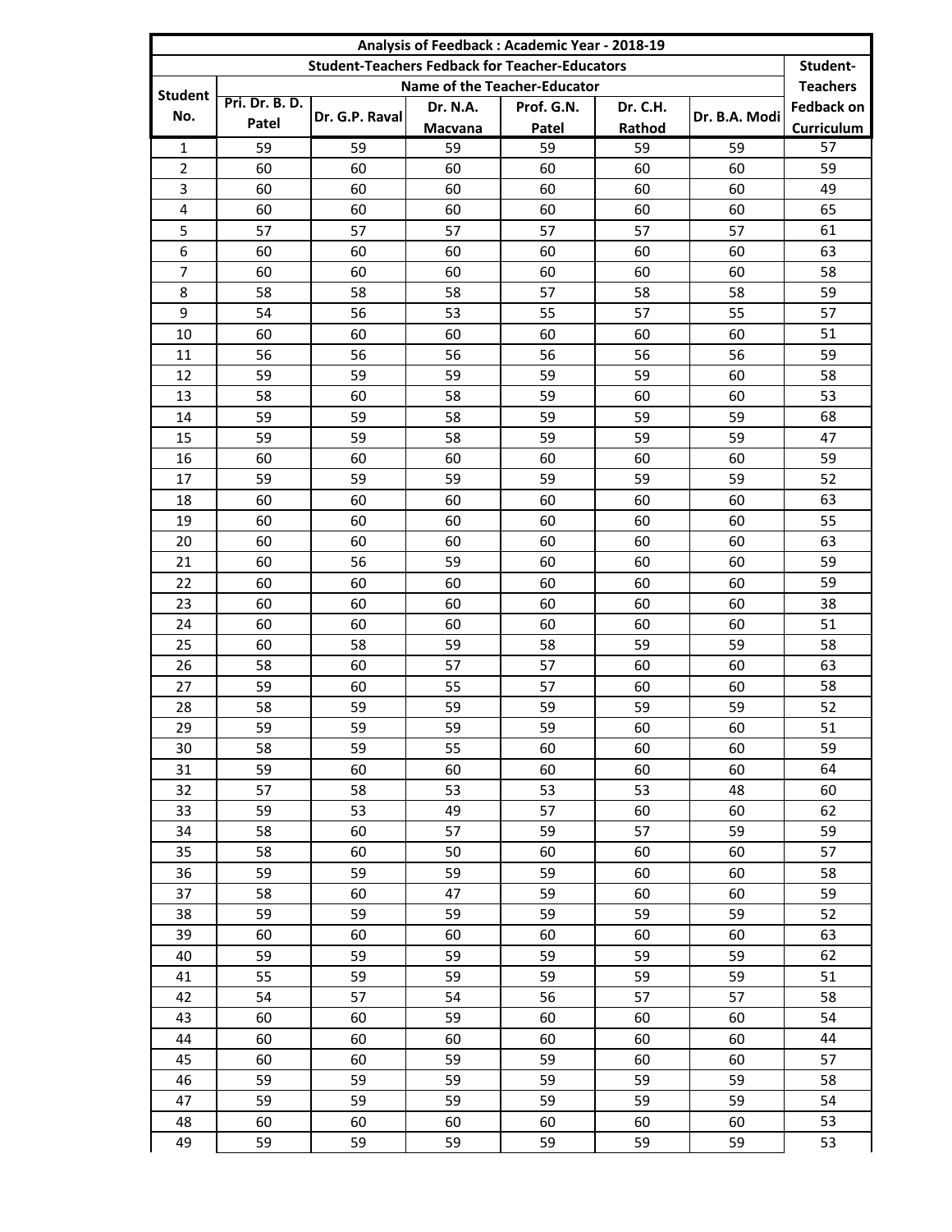| Analysis of Feedback : Academic Year - 2018-19 | | | | | | | |
|---|---|---|---|---|---|---|---|
| Student No. | Student-Teachers Fedback for Teacher-Educators | | | | | | Student-Teachers Fedback on Curriculum |
| | Name of the Teacher-Educator | | | | | | |
| | Pri. Dr. B. D. Patel | Dr. G.P. Raval | Dr. N.A. Macvana | Prof. G.N. Patel | Dr. C.H. Rathod | Dr. B.A. Modi | |
| 1 | 59 | 59 | 59 | 59 | 59 | 59 | 57 |
| 2 | 60 | 60 | 60 | 60 | 60 | 60 | 59 |
| 3 | 60 | 60 | 60 | 60 | 60 | 60 | 49 |
| 4 | 60 | 60 | 60 | 60 | 60 | 60 | 65 |
| 5 | 57 | 57 | 57 | 57 | 57 | 57 | 61 |
| 6 | 60 | 60 | 60 | 60 | 60 | 60 | 63 |
| 7 | 60 | 60 | 60 | 60 | 60 | 60 | 58 |
| 8 | 58 | 58 | 58 | 57 | 58 | 58 | 59 |
| 9 | 54 | 56 | 53 | 55 | 57 | 55 | 57 |
| 10 | 60 | 60 | 60 | 60 | 60 | 60 | 51 |
| 11 | 56 | 56 | 56 | 56 | 56 | 56 | 59 |
| 12 | 59 | 59 | 59 | 59 | 59 | 60 | 58 |
| 13 | 58 | 60 | 58 | 59 | 60 | 60 | 53 |
| 14 | 59 | 59 | 58 | 59 | 59 | 59 | 68 |
| 15 | 59 | 59 | 58 | 59 | 59 | 59 | 47 |
| 16 | 60 | 60 | 60 | 60 | 60 | 60 | 59 |
| 17 | 59 | 59 | 59 | 59 | 59 | 59 | 52 |
| 18 | 60 | 60 | 60 | 60 | 60 | 60 | 63 |
| 19 | 60 | 60 | 60 | 60 | 60 | 60 | 55 |
| 20 | 60 | 60 | 60 | 60 | 60 | 60 | 63 |
| 21 | 60 | 56 | 59 | 60 | 60 | 60 | 59 |
| 22 | 60 | 60 | 60 | 60 | 60 | 60 | 59 |
| 23 | 60 | 60 | 60 | 60 | 60 | 60 | 38 |
| 24 | 60 | 60 | 60 | 60 | 60 | 60 | 51 |
| 25 | 60 | 58 | 59 | 58 | 59 | 59 | 58 |
| 26 | 58 | 60 | 57 | 57 | 60 | 60 | 63 |
| 27 | 59 | 60 | 55 | 57 | 60 | 60 | 58 |
| 28 | 58 | 59 | 59 | 59 | 59 | 59 | 52 |
| 29 | 59 | 59 | 59 | 59 | 60 | 60 | 51 |
| 30 | 58 | 59 | 55 | 60 | 60 | 60 | 59 |
| 31 | 59 | 60 | 60 | 60 | 60 | 60 | 64 |
| 32 | 57 | 58 | 53 | 53 | 53 | 48 | 60 |
| 33 | 59 | 53 | 49 | 57 | 60 | 60 | 62 |
| 34 | 58 | 60 | 57 | 59 | 57 | 59 | 59 |
| 35 | 58 | 60 | 50 | 60 | 60 | 60 | 57 |
| 36 | 59 | 59 | 59 | 59 | 60 | 60 | 58 |
| 37 | 58 | 60 | 47 | 59 | 60 | 60 | 59 |
| 38 | 59 | 59 | 59 | 59 | 59 | 59 | 52 |
| 39 | 60 | 60 | 60 | 60 | 60 | 60 | 63 |
| 40 | 59 | 59 | 59 | 59 | 59 | 59 | 62 |
| 41 | 55 | 59 | 59 | 59 | 59 | 59 | 51 |
| 42 | 54 | 57 | 54 | 56 | 57 | 57 | 58 |
| 43 | 60 | 60 | 59 | 60 | 60 | 60 | 54 |
| 44 | 60 | 60 | 60 | 60 | 60 | 60 | 44 |
| 45 | 60 | 60 | 59 | 59 | 60 | 60 | 57 |
| 46 | 59 | 59 | 59 | 59 | 59 | 59 | 58 |
| 47 | 59 | 59 | 59 | 59 | 59 | 59 | 54 |
| 48 | 60 | 60 | 60 | 60 | 60 | 60 | 53 |
| 49 | 59 | 59 | 59 | 59 | 59 | 59 | 53 |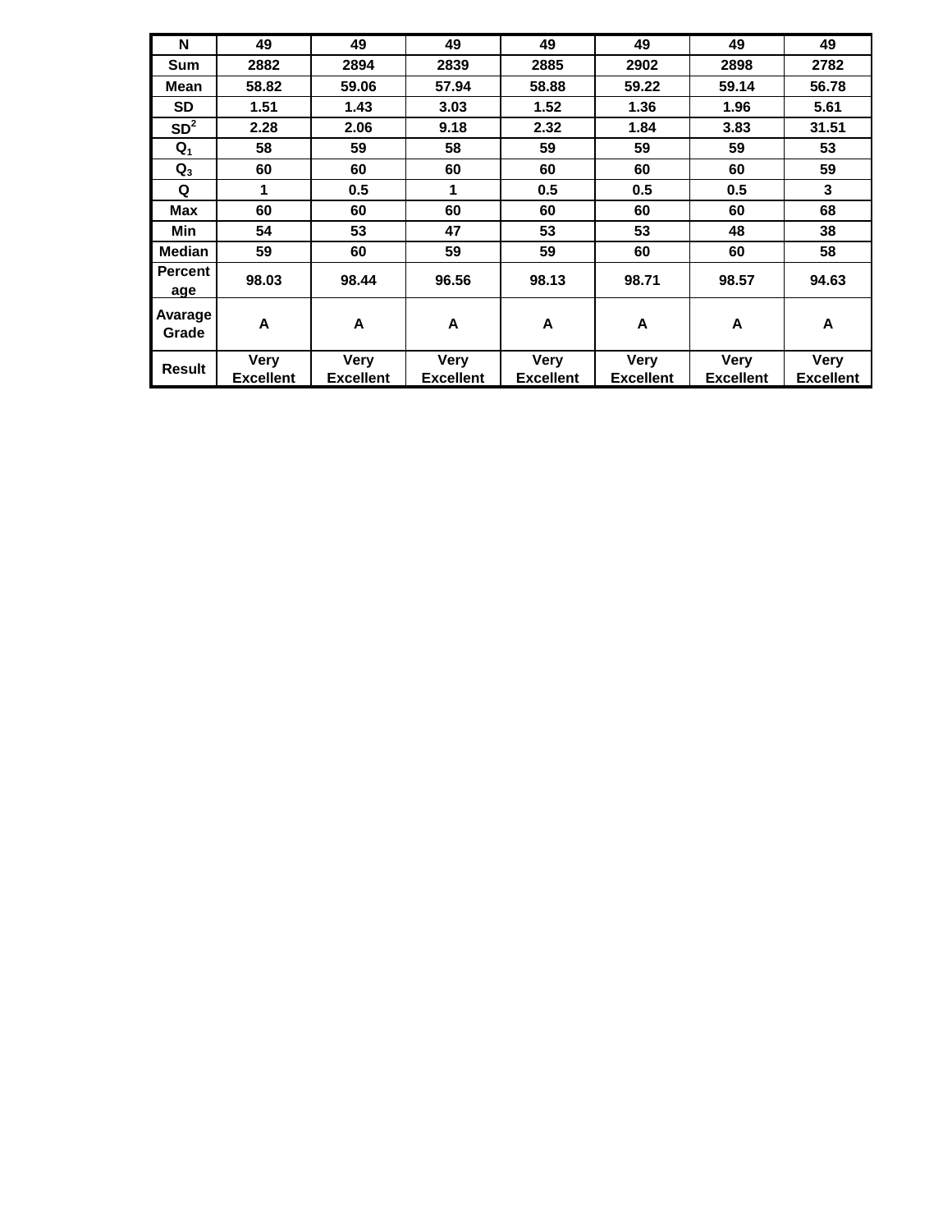| N | 49 | 49 | 49 | 49 | 49 | 49 | 49 |
|---|---|---|---|---|---|---|---|
| Sum | 2882 | 2894 | 2839 | 2885 | 2902 | 2898 | 2782 |
| Mean | 58.82 | 59.06 | 57.94 | 58.88 | 59.22 | 59.14 | 56.78 |
| SD | 1.51 | 1.43 | 3.03 | 1.52 | 1.36 | 1.96 | 5.61 |
| $SD^2$ | 2.28 | 2.06 | 9.18 | 2.32 | 1.84 | 3.83 | 31.51 |
| $Q_1$ | 58 | 59 | 58 | 59 | 59 | 59 | 53 |
| $Q_3$ | 60 | 60 | 60 | 60 | 60 | 60 | 59 |
| Q | 1 | 0.5 | 1 | 0.5 | 0.5 | 0.5 | 3 |
| Max | 60 | 60 | 60 | 60 | 60 | 60 | 68 |
| Min | 54 | 53 | 47 | 53 | 53 | 48 | 38 |
| Median | 59 | 60 | 59 | 59 | 60 | 60 | 58 |
| Percentage | 98.03 | 98.44 | 96.56 | 98.13 | 98.71 | 98.57 | 94.63 |
| Avarage Grade | A | A | A | A | A | A | A |
| Result | Very Excellent | Very Excellent | Very Excellent | Very Excellent | Very Excellent | Very Excellent | Very Excellent |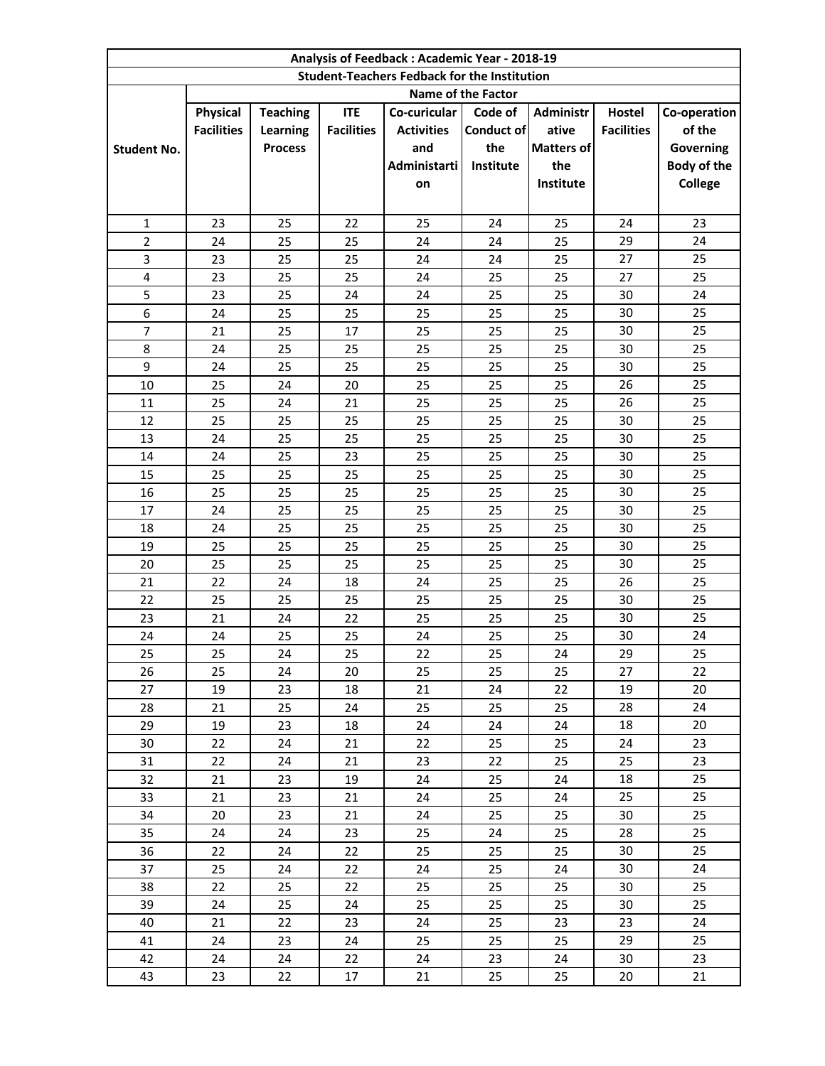| Analysis of Feedback : Academic Year - 2018-19 | | | | | | | | |
|---|---|---|---|---|---|---|---|---|
| Student-Teachers Fedback for the Institution | | | | | | | | |
| Student No. | Name of the Factor | | | | | | | |
| | Physical Facilities | Teaching Learning Process | ITE Facilities | Co-curicular Activities and Administartion | Code of Conduct of the Institute | Administrative Matters of the Institute | Hostel Facilities | Co-operation of the Governing Body of the College |
| 1 | 23 | 25 | 22 | 25 | 24 | 25 | 24 | 23 |
| 2 | 24 | 25 | 25 | 24 | 24 | 25 | 29 | 24 |
| 3 | 23 | 25 | 25 | 24 | 24 | 25 | 27 | 25 |
| 4 | 23 | 25 | 25 | 24 | 25 | 25 | 27 | 25 |
| 5 | 23 | 25 | 24 | 24 | 25 | 25 | 30 | 24 |
| 6 | 24 | 25 | 25 | 25 | 25 | 25 | 30 | 25 |
| 7 | 21 | 25 | 17 | 25 | 25 | 25 | 30 | 25 |
| 8 | 24 | 25 | 25 | 25 | 25 | 25 | 30 | 25 |
| 9 | 24 | 25 | 25 | 25 | 25 | 25 | 30 | 25 |
| 10 | 25 | 24 | 20 | 25 | 25 | 25 | 26 | 25 |
| 11 | 25 | 24 | 21 | 25 | 25 | 25 | 26 | 25 |
| 12 | 25 | 25 | 25 | 25 | 25 | 25 | 30 | 25 |
| 13 | 24 | 25 | 25 | 25 | 25 | 25 | 30 | 25 |
| 14 | 24 | 25 | 23 | 25 | 25 | 25 | 30 | 25 |
| 15 | 25 | 25 | 25 | 25 | 25 | 25 | 30 | 25 |
| 16 | 25 | 25 | 25 | 25 | 25 | 25 | 30 | 25 |
| 17 | 24 | 25 | 25 | 25 | 25 | 25 | 30 | 25 |
| 18 | 24 | 25 | 25 | 25 | 25 | 25 | 30 | 25 |
| 19 | 25 | 25 | 25 | 25 | 25 | 25 | 30 | 25 |
| 20 | 25 | 25 | 25 | 25 | 25 | 25 | 30 | 25 |
| 21 | 22 | 24 | 18 | 24 | 25 | 25 | 26 | 25 |
| 22 | 25 | 25 | 25 | 25 | 25 | 25 | 30 | 25 |
| 23 | 21 | 24 | 22 | 25 | 25 | 25 | 30 | 25 |
| 24 | 24 | 25 | 25 | 24 | 25 | 25 | 30 | 24 |
| 25 | 25 | 24 | 25 | 22 | 25 | 24 | 29 | 25 |
| 26 | 25 | 24 | 20 | 25 | 25 | 25 | 27 | 22 |
| 27 | 19 | 23 | 18 | 21 | 24 | 22 | 19 | 20 |
| 28 | 21 | 25 | 24 | 25 | 25 | 25 | 28 | 24 |
| 29 | 19 | 23 | 18 | 24 | 24 | 24 | 18 | 20 |
| 30 | 22 | 24 | 21 | 22 | 25 | 25 | 24 | 23 |
| 31 | 22 | 24 | 21 | 23 | 22 | 25 | 25 | 23 |
| 32 | 21 | 23 | 19 | 24 | 25 | 24 | 18 | 25 |
| 33 | 21 | 23 | 21 | 24 | 25 | 24 | 25 | 25 |
| 34 | 20 | 23 | 21 | 24 | 25 | 25 | 30 | 25 |
| 35 | 24 | 24 | 23 | 25 | 24 | 25 | 28 | 25 |
| 36 | 22 | 24 | 22 | 25 | 25 | 25 | 30 | 25 |
| 37 | 25 | 24 | 22 | 24 | 25 | 24 | 30 | 24 |
| 38 | 22 | 25 | 22 | 25 | 25 | 25 | 30 | 25 |
| 39 | 24 | 25 | 24 | 25 | 25 | 25 | 30 | 25 |
| 40 | 21 | 22 | 23 | 24 | 25 | 23 | 23 | 24 |
| 41 | 24 | 23 | 24 | 25 | 25 | 25 | 29 | 25 |
| 42 | 24 | 24 | 22 | 24 | 23 | 24 | 30 | 23 |
| 43 | 23 | 22 | 17 | 21 | 25 | 25 | 20 | 21 |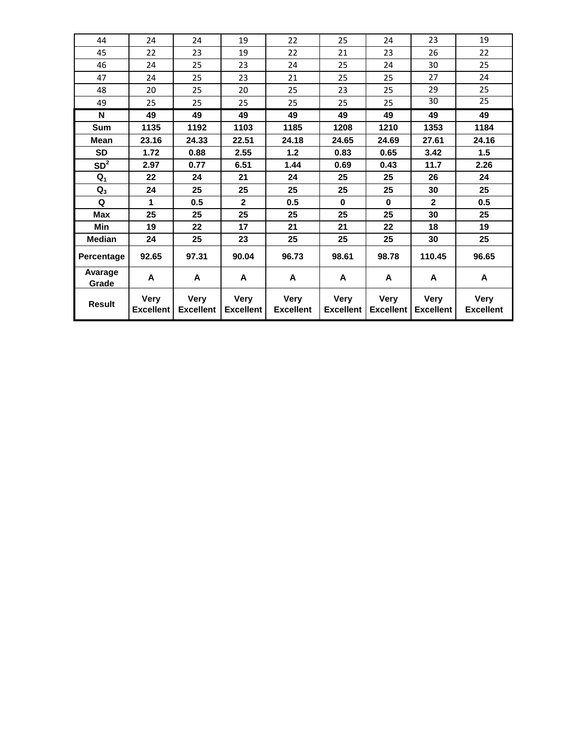| 44 | 24 | 24 | 19 | 22 | 25 | 24 | 23 | 19 |
|---|---|---|---|---|---|---|---|---|
| 45 | 22 | 23 | 19 | 22 | 21 | 23 | 26 | 22 |
| 46 | 24 | 25 | 23 | 24 | 25 | 24 | 30 | 25 |
| 47 | 24 | 25 | 23 | 21 | 25 | 25 | 27 | 24 |
| 48 | 20 | 25 | 20 | 25 | 23 | 25 | 29 | 25 |
| 49 | 25 | 25 | 25 | 25 | 25 | 25 | 30 | 25 |
| **N** | **49** | **49** | **49** | **49** | **49** | **49** | **49** | **49** |
| **Sum** | **1135** | **1192** | **1103** | **1185** | **1208** | **1210** | **1353** | **1184** |
| **Mean** | **23.16** | **24.33** | **22.51** | **24.18** | **24.65** | **24.69** | **27.61** | **24.16** |
| **SD** | **1.72** | **0.88** | **2.55** | **1.2** | **0.83** | **0.65** | **3.42** | **1.5** |
| **$SD^2$** | **2.97** | **0.77** | **6.51** | **1.44** | **0.69** | **0.43** | **11.7** | **2.26** |
| **$Q_1$** | **22** | **24** | **21** | **24** | **25** | **25** | **26** | **24** |
| **$Q_3$** | **24** | **25** | **25** | **25** | **25** | **25** | **30** | **25** |
| **Q** | **1** | **0.5** | **2** | **0.5** | **0** | **0** | **2** | **0.5** |
| **Max** | **25** | **25** | **25** | **25** | **25** | **25** | **30** | **25** |
| **Min** | **19** | **22** | **17** | **21** | **21** | **22** | **18** | **19** |
| **Median** | **24** | **25** | **23** | **25** | **25** | **25** | **30** | **25** |
| **Percentage** | **92.65** | **97.31** | **90.04** | **96.73** | **98.61** | **98.78** | **110.45** | **96.65** |
| **Avarage Grade** | **A** | **A** | **A** | **A** | **A** | **A** | **A** | **A** |
| **Result** | **Very Excellent** | **Very Excellent** | **Very Excellent** | **Very Excellent** | **Very Excellent** | **Very Excellent** | **Very Excellent** | **Very Excellent** |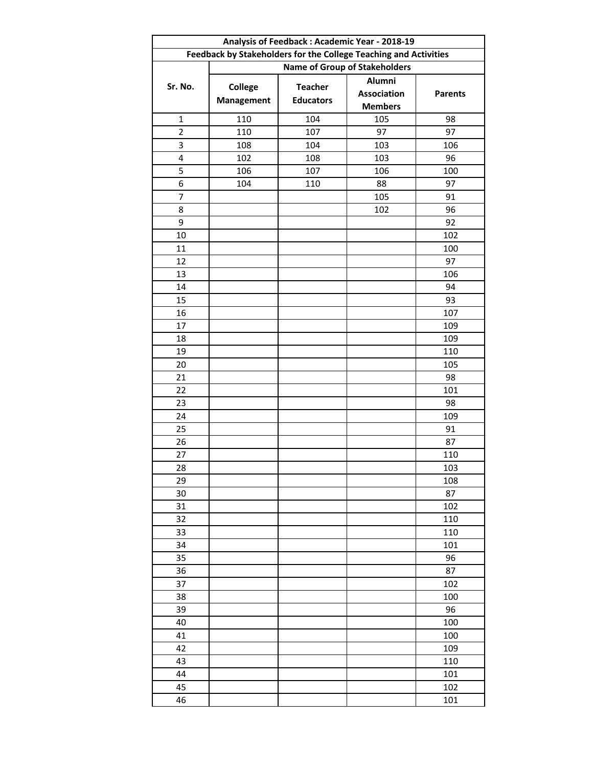| Analysis of Feedback : Academic Year - 2018-19 | | | | |
|---|---|---|---|---|
| Feedback by Stakeholders for the College Teaching and Activities | | | | |
| Sr. No. | Name of Group of Stakeholders | | | |
| | College Management | Teacher Educators | Alumni Association Members | Parents |
| 1 | 110 | 104 | 105 | 98 |
| 2 | 110 | 107 | 97 | 97 |
| 3 | 108 | 104 | 103 | 106 |
| 4 | 102 | 108 | 103 | 96 |
| 5 | 106 | 107 | 106 | 100 |
| 6 | 104 | 110 | 88 | 97 |
| 7 | | | 105 | 91 |
| 8 | | | 102 | 96 |
| 9 | | | | 92 |
| 10 | | | | 102 |
| 11 | | | | 100 |
| 12 | | | | 97 |
| 13 | | | | 106 |
| 14 | | | | 94 |
| 15 | | | | 93 |
| 16 | | | | 107 |
| 17 | | | | 109 |
| 18 | | | | 109 |
| 19 | | | | 110 |
| 20 | | | | 105 |
| 21 | | | | 98 |
| 22 | | | | 101 |
| 23 | | | | 98 |
| 24 | | | | 109 |
| 25 | | | | 91 |
| 26 | | | | 87 |
| 27 | | | | 110 |
| 28 | | | | 103 |
| 29 | | | | 108 |
| 30 | | | | 87 |
| 31 | | | | 102 |
| 32 | | | | 110 |
| 33 | | | | 110 |
| 34 | | | | 101 |
| 35 | | | | 96 |
| 36 | | | | 87 |
| 37 | | | | 102 |
| 38 | | | | 100 |
| 39 | | | | 96 |
| 40 | | | | 100 |
| 41 | | | | 100 |
| 42 | | | | 109 |
| 43 | | | | 110 |
| 44 | | | | 101 |
| 45 | | | | 102 |
| 46 | | | | 101 |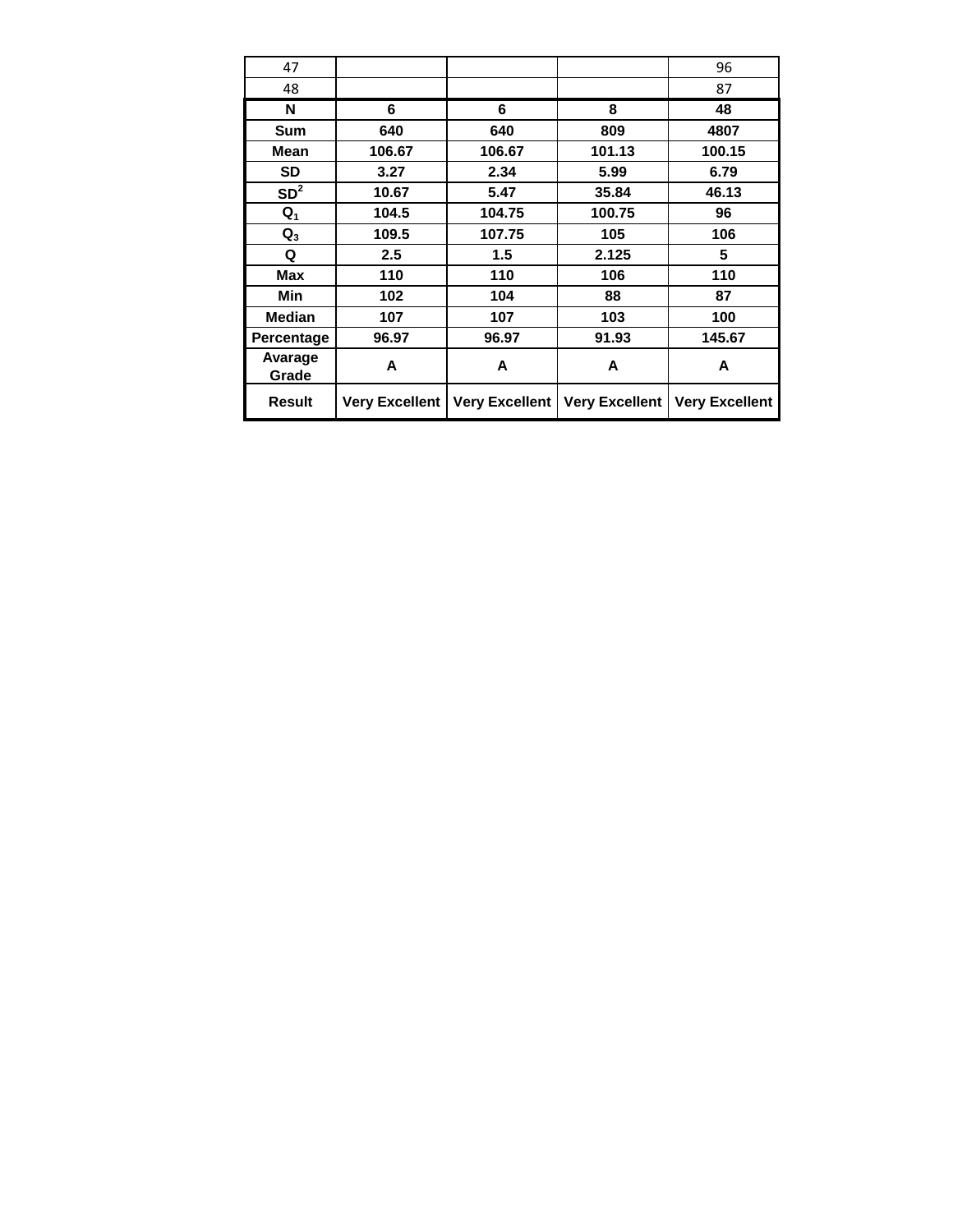| | | | | |
|---|---|---|---|---|
| 47 | | | | 96 |
| 48 | | | | 87 |
| **N** | **6** | **6** | **8** | **48** |
| **Sum** | **640** | **640** | **809** | **4807** |
| **Mean** | **106.67** | **106.67** | **101.13** | **100.15** |
| **SD** | **3.27** | **2.34** | **5.99** | **6.79** |
| **$SD^2$** | **10.67** | **5.47** | **35.84** | **46.13** |
| **$Q_1$** | **104.5** | **104.75** | **100.75** | **96** |
| **$Q_3$** | **109.5** | **107.75** | **105** | **106** |
| **Q** | **2.5** | **1.5** | **2.125** | **5** |
| **Max** | **110** | **110** | **106** | **110** |
| **Min** | **102** | **104** | **88** | **87** |
| **Median** | **107** | **107** | **103** | **100** |
| **Percentage** | **96.97** | **96.97** | **91.93** | **145.67** |
| **Avarage Grade** | **A** | **A** | **A** | **A** |
| **Result** | **Very Excellent** | **Very Excellent** | **Very Excellent** | **Very Excellent** |